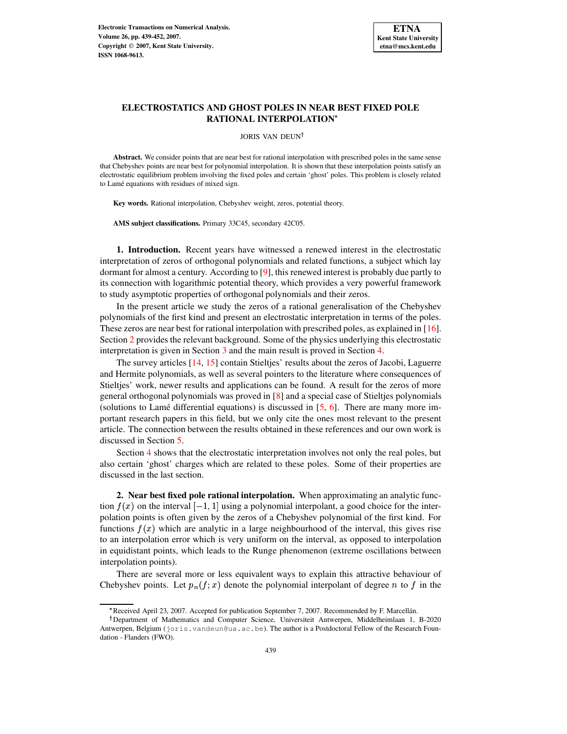# ELECTROSTATICS AND GHOST POLES IN NEAR BEST FIXED POLE RATIONAL INTERPOLATION*

JORIS VAN DEUN†

**Abstract.** We consider points that are near best for rational interpolation with prescribed poles in the same sense that Chebyshev points are near best for polynomial interpolation. It is shown that these interpolation points satisfy an electrostatic equilibrium problem involving the fixed poles and certain 'ghost' poles. This problem is closely related to Lamé equations with residues of mixed sign.

**Key words.** Rational interpolation, Chebyshev weight, zeros, potential theory.

**AMS subject classifications.** Primary 33C45, secondary 42C05.

**1. Introduction.** Recent years have witnessed a renewed interest in the electrostatic interpretation of zeros of orthogonal polynomials and related functions, a subject which lay dormant for almost a century. According to [9], this renewed interest is probably due partly to its connection with logarithmic potential theory, which provides a very powerful framework to study asymptotic properties of orthogonal polynomials and their zeros.

In the present article we study the zeros of a rational generalisation of the Chebyshev polynomials of the first kind and present an electrostatic interpretation in terms of the poles. These zeros are near best for rational interpolation with prescribed poles, as explained in [16]. Section 2 provides the relevant background. Some of the physics underlying this electrostatic interpretation is given in Section 3 and the main result is proved in Section 4.

The survey articles [14, 15] contain Stieltjes' results about the zeros of Jacobi, Laguerre and Hermite polynomials, as well as several pointers to the literature where consequences of Stieltjes' work, newer results and applications can be found. A result for the zeros of more general orthogonal polynomials was proved in [8] and a special case of Stieltjes polynomials (solutions to Lamé differential equations) is discussed in [5, 6]. There are many more important research papers in this field, but we only cite the ones most relevant to the present article. The connection between the results obtained in these references and our own work is discussed in Section 5.

Section 4 shows that the electrostatic interpretation involves not only the real poles, but also certain 'ghost' charges which are related to these poles. Some of their properties are discussed in the last section.

**2. Near best fixed pole rational interpolation.** When approximating an analytic function $f(x)$ on the interval $[-1, 1]$ using a polynomial interpolant, a good choice for the interpolation points is often given by the zeros of a Chebyshev polynomial of the first kind. For functions $f(x)$ which are analytic in a large neighbourhood of the interval, this gives rise to an interpolation error which is very uniform on the interval, as opposed to interpolation in equidistant points, which leads to the Runge phenomenon (extreme oscillations between interpolation points).

There are several more or less equivalent ways to explain this attractive behaviour of Chebyshev points. Let $p_n(f; x)$ denote the polynomial interpolant of degree $n$ to $f$ in the

---

*Received April 23, 2007. Accepted for publication September 7, 2007. Recommended by F. Marcellán.

†Department of Mathematics and Computer Science, Universiteit Antwerpen, Middelheimlaan 1, B-2020 Antwerpen, Belgium (joris.vandeun@ua.ac.be). The author is a Postdoctoral Fellow of the Research Foundation - Flanders (FWO).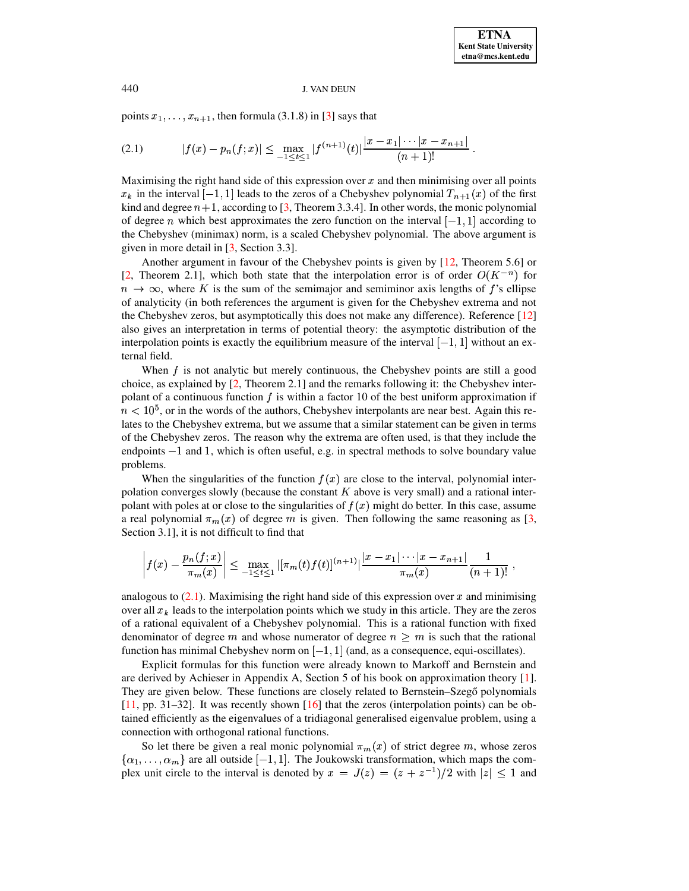points $x_1, \ldots, x_{n+1}$, then formula (3.1.8) in [3] says that

$$|f(x) - p_n(f;x)| \leq \max_{-1 \leq t \leq 1} |f^{(n+1)}(t)| \frac{|x - x_1| \cdots |x - x_{n+1}|}{(n+1)!} . \tag{2.1}$$

Maximising the right hand side of this expression over $x$ and then minimising over all points $x_k$ in the interval $[-1,1]$ leads to the zeros of a Chebyshev polynomial $T_{n+1}(x)$ of the first kind and degree $n+1$, according to [3, Theorem 3.3.4]. In other words, the monic polynomial of degree $n$ which best approximates the zero function on the interval $[-1,1]$ according to the Chebyshev (minimax) norm, is a scaled Chebyshev polynomial. The above argument is given in more detail in [3, Section 3.3].

Another argument in favour of the Chebyshev points is given by [12, Theorem 5.6] or [2, Theorem 2.1], which both state that the interpolation error is of order $O(K^{-n})$ for $n \to \infty$, where $K$ is the sum of the semimajor and semiminor axis lengths of $f$'s ellipse of analyticity (in both references the argument is given for the Chebyshev extrema and not the Chebyshev zeros, but asymptotically this does not make any difference). Reference [12] also gives an interpretation in terms of potential theory: the asymptotic distribution of the interpolation points is exactly the equilibrium measure of the interval $[-1,1]$ without an external field.

When $f$ is not analytic but merely continuous, the Chebyshev points are still a good choice, as explained by [2, Theorem 2.1] and the remarks following it: the Chebyshev interpolant of a continuous function $f$ is within a factor 10 of the best uniform approximation if $n < 10^5$, or in the words of the authors, Chebyshev interpolants are near best. Again this relates to the Chebyshev extrema, but we assume that a similar statement can be given in terms of the Chebyshev zeros. The reason why the extrema are often used, is that they include the endpoints $-1$ and $1$, which is often useful, e.g. in spectral methods to solve boundary value problems.

When the singularities of the function $f(x)$ are close to the interval, polynomial interpolation converges slowly (because the constant $K$ above is very small) and a rational interpolant with poles at or close to the singularities of $f(x)$ might do better. In this case, assume a real polynomial $\pi_m(x)$ of degree $m$ is given. Then following the same reasoning as [3, Section 3.1], it is not difficult to find that

$$\left| f(x) - \frac{p_n(f;x)}{\pi_m(x)} \right| \leq \max_{-1 \leq t \leq 1} |[\pi_m(t) f(t)]^{(n+1)}| \frac{|x - x_1| \cdots |x - x_{n+1}|}{\pi_m(x)} \frac{1}{(n+1)!} ,$$

analogous to (2.1). Maximising the right hand side of this expression over $x$ and minimising over all $x_k$ leads to the interpolation points which we study in this article. They are the zeros of a rational equivalent of a Chebyshev polynomial. This is a rational function with fixed denominator of degree $m$ and whose numerator of degree $n \geq m$ is such that the rational function has minimal Chebyshev norm on $[-1,1]$ (and, as a consequence, equi-oscillates).

Explicit formulas for this function were already known to Markoff and Bernstein and are derived by Achieser in Appendix A, Section 5 of his book on approximation theory [1]. They are given below. These functions are closely related to Bernstein–Szegő polynomials [11, pp. 31–32]. It was recently shown [16] that the zeros (interpolation points) can be obtained efficiently as the eigenvalues of a tridiagonal generalised eigenvalue problem, using a connection with orthogonal rational functions.

So let there be given a real monic polynomial $\pi_m(x)$ of strict degree $m$, whose zeros $\{\alpha_1, \ldots, \alpha_m\}$ are all outside $[-1,1]$. The Joukowski transformation, which maps the complex unit circle to the interval is denoted by $x = J(z) = (z + z^{-1})/2$ with $|z| \leq 1$ and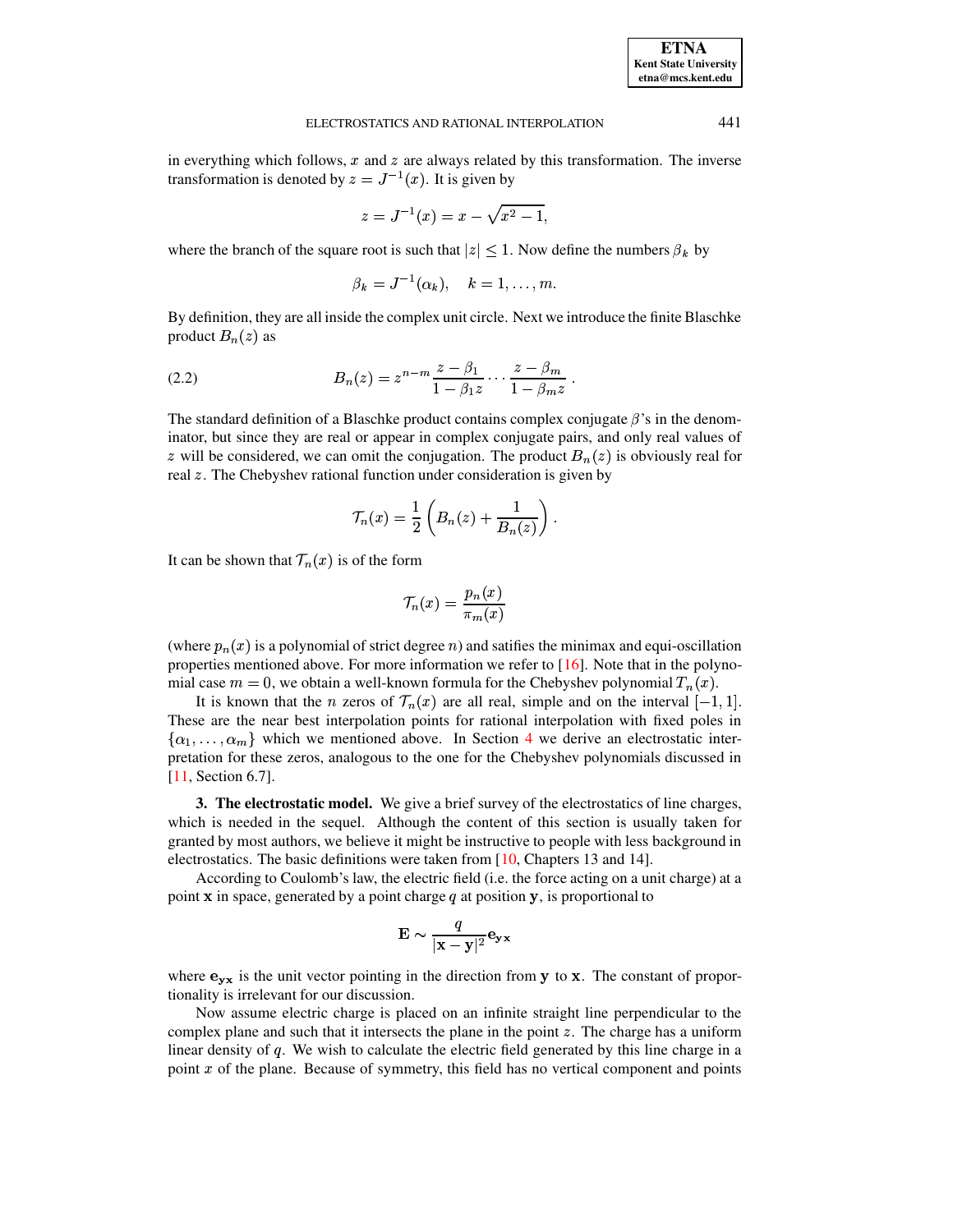in everything which follows, $x$ and $z$ are always related by this transformation. The inverse transformation is denoted by $z = J^{-1}(x)$. It is given by

$$z = J^{-1}(x) = x - \sqrt{x^2 - 1},$$

where the branch of the square root is such that $|z| \leq 1$. Now define the numbers $\beta_k$ by

$$\beta_k = J^{-1}(\alpha_k), \quad k = 1, \ldots, m.$$

By definition, they are all inside the complex unit circle. Next we introduce the finite Blaschke product $B_n(z)$ as

$$B_n(z) = z^{n-m} \frac{z - \beta_1}{1 - \beta_1 z} \cdots \frac{z - \beta_m}{1 - \beta_m z}\,. \tag{2.2}$$

The standard definition of a Blaschke product contains complex conjugate $\beta$'s in the denominator, but since they are real or appear in complex conjugate pairs, and only real values of $z$ will be considered, we can omit the conjugation. The product $B_n(z)$ is obviously real for real $z$. The Chebyshev rational function under consideration is given by

$$\mathcal{T}_n(x) = \frac{1}{2}\left(B_n(z) + \frac{1}{B_n(z)}\right).$$

It can be shown that $\mathcal{T}_n(x)$ is of the form

$$\mathcal{T}_n(x) = \frac{p_n(x)}{\pi_m(x)}$$

(where $p_n(x)$ is a polynomial of strict degree $n$) and satifies the minimax and equi-oscillation properties mentioned above. For more information we refer to [16]. Note that in the polynomial case $m = 0$, we obtain a well-known formula for the Chebyshev polynomial $T_n(x)$.

It is known that the $n$ zeros of $\mathcal{T}_n(x)$ are all real, simple and on the interval $[-1, 1]$. These are the near best interpolation points for rational interpolation with fixed poles in $\{\alpha_1, \ldots, \alpha_m\}$ which we mentioned above. In Section 4 we derive an electrostatic interpretation for these zeros, analogous to the one for the Chebyshev polynomials discussed in [11, Section 6.7].

## 3. The electrostatic model.

We give a brief survey of the electrostatics of line charges, which is needed in the sequel. Although the content of this section is usually taken for granted by most authors, we believe it might be instructive to people with less background in electrostatics. The basic definitions were taken from [10, Chapters 13 and 14].

According to Coulomb's law, the electric field (i.e. the force acting on a unit charge) at a point $\mathbf{x}$ in space, generated by a point charge $q$ at position $\mathbf{y}$, is proportional to

$$\mathbf{E} \sim \frac{q}{|\mathbf{x} - \mathbf{y}|^2} \mathbf{e}_{\mathbf{yx}}$$

where $\mathbf{e}_{\mathbf{yx}}$ is the unit vector pointing in the direction from $\mathbf{y}$ to $\mathbf{x}$. The constant of proportionality is irrelevant for our discussion.

Now assume electric charge is placed on an infinite straight line perpendicular to the complex plane and such that it intersects the plane in the point $z$. The charge has a uniform linear density of $q$. We wish to calculate the electric field generated by this line charge in a point $x$ of the plane. Because of symmetry, this field has no vertical component and points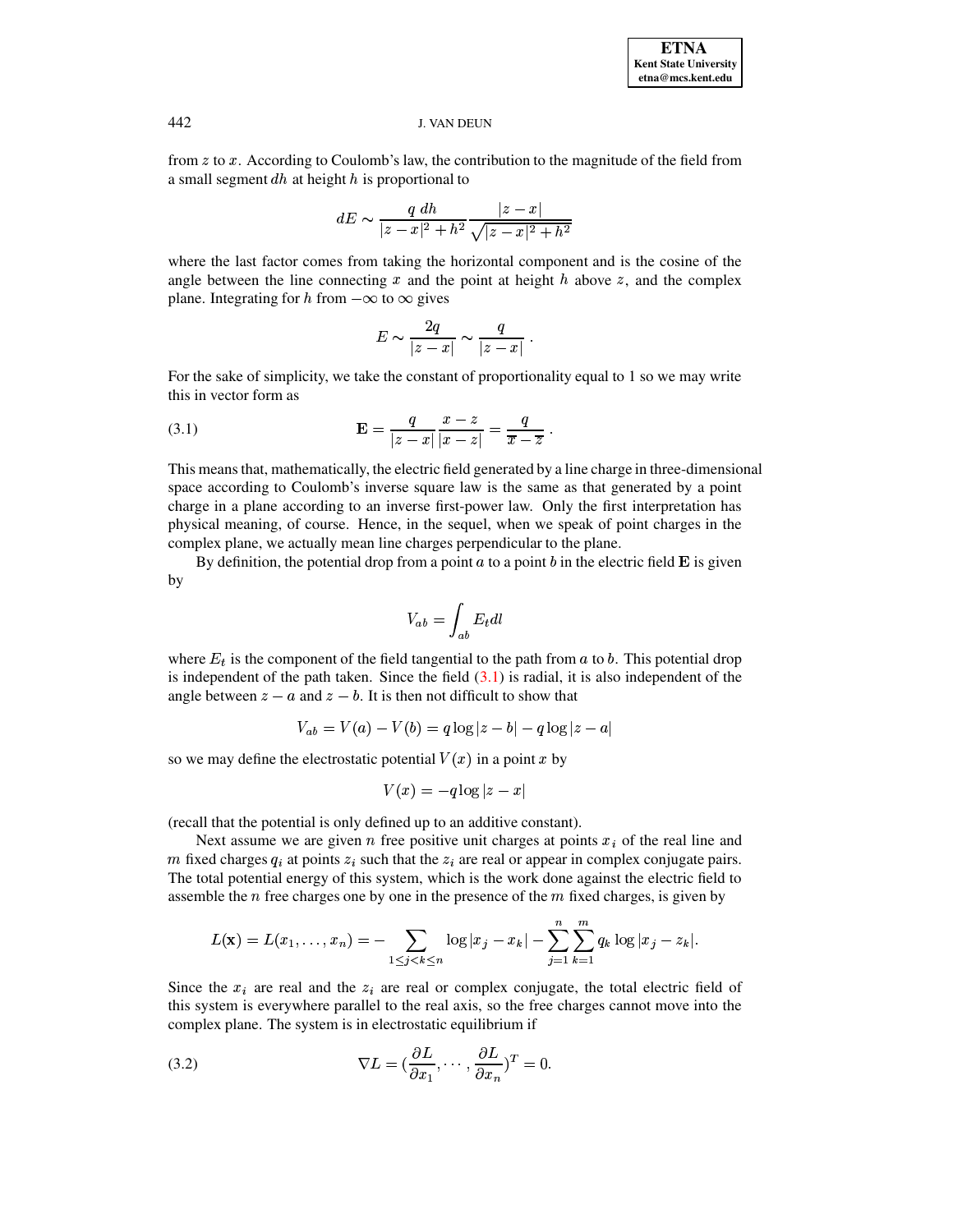from $z$ to $x$. According to Coulomb's law, the contribution to the magnitude of the field from a small segment $dh$ at height $h$ is proportional to

$$dE \sim \frac{q\ dh}{|z-x|^2+h^2}\frac{|z-x|}{\sqrt{|z-x|^2+h^2}}$$

where the last factor comes from taking the horizontal component and is the cosine of the angle between the line connecting $x$ and the point at height $h$ above $z$, and the complex plane. Integrating for $h$ from $-\infty$ to $\infty$ gives

$$E \sim \frac{2q}{|z-x|} \sim \frac{q}{|z-x|}\ .$$

For the sake of simplicity, we take the constant of proportionality equal to 1 so we may write this in vector form as

$$\mathbf{E} = \frac{q}{|z-x|}\frac{x-z}{|x-z|} = \frac{q}{\overline{x}-\overline{z}}\ . \tag{3.1}$$

This means that, mathematically, the electric field generated by a line charge in three-dimensional space according to Coulomb's inverse square law is the same as that generated by a point charge in a plane according to an inverse first-power law. Only the first interpretation has physical meaning, of course. Hence, in the sequel, when we speak of point charges in the complex plane, we actually mean line charges perpendicular to the plane.

By definition, the potential drop from a point $a$ to a point $b$ in the electric field $\mathbf{E}$ is given by

$$V_{ab} = \int_{ab} E_t dl$$

where $E_t$ is the component of the field tangential to the path from $a$ to $b$. This potential drop is independent of the path taken. Since the field (3.1) is radial, it is also independent of the angle between $z-a$ and $z-b$. It is then not difficult to show that

$$V_{ab} = V(a) - V(b) = q\log|z-b| - q\log|z-a|$$

so we may define the electrostatic potential $V(x)$ in a point $x$ by

$$V(x) = -q\log|z-x|$$

(recall that the potential is only defined up to an additive constant).

Next assume we are given $n$ free positive unit charges at points $x_i$ of the real line and $m$ fixed charges $q_i$ at points $z_i$ such that the $z_i$ are real or appear in complex conjugate pairs. The total potential energy of this system, which is the work done against the electric field to assemble the $n$ free charges one by one in the presence of the $m$ fixed charges, is given by

$$L(\mathbf{x}) = L(x_1,\ldots,x_n) = -\sum_{1\le j<k\le n}\log|x_j-x_k| - \sum_{j=1}^{n}\sum_{k=1}^{m} q_k\log|x_j-z_k|.$$

Since the $x_i$ are real and the $z_i$ are real or complex conjugate, the total electric field of this system is everywhere parallel to the real axis, so the free charges cannot move into the complex plane. The system is in electrostatic equilibrium if

$$\nabla L = \left(\frac{\partial L}{\partial x_1},\cdots,\frac{\partial L}{\partial x_n}\right)^T = 0. \tag{3.2}$$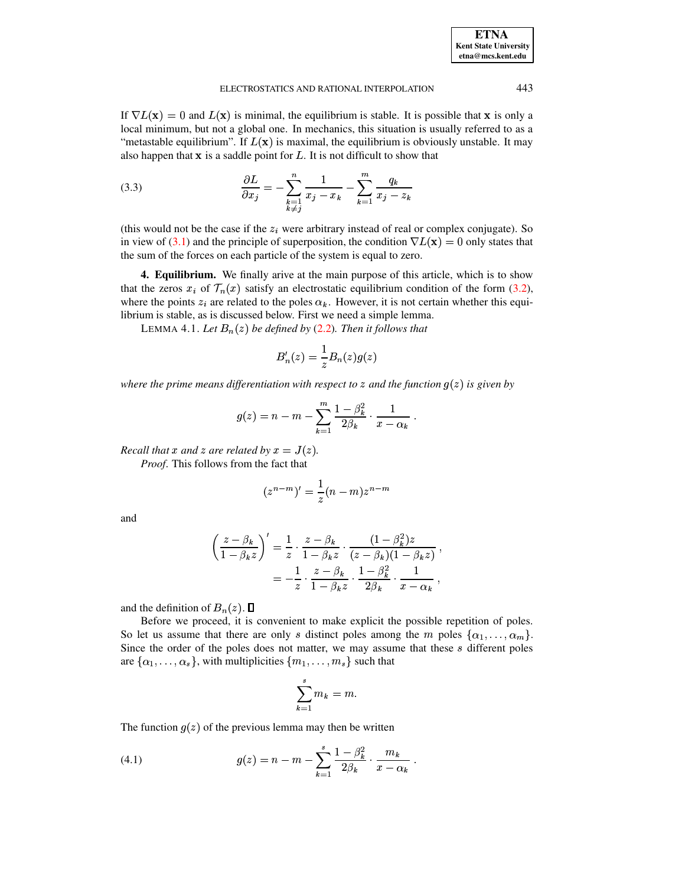If $\nabla L(\mathbf{x}) = 0$ and $L(\mathbf{x})$ is minimal, the equilibrium is stable. It is possible that $\mathbf{x}$ is only a local minimum, but not a global one. In mechanics, this situation is usually referred to as a "metastable equilibrium". If $L(\mathbf{x})$ is maximal, the equilibrium is obviously unstable. It may also happen that $\mathbf{x}$ is a saddle point for $L$. It is not difficult to show that

$$\frac{\partial L}{\partial x_j} = -\sum_{\substack{k=1\\k\neq j}}^{n} \frac{1}{x_j - x_k} - \sum_{k=1}^{m} \frac{q_k}{x_j - z_k} \tag{3.3}$$

(this would not be the case if the $z_i$ were arbitrary instead of real or complex conjugate). So in view of (3.1) and the principle of superposition, the condition $\nabla L(\mathbf{x}) = 0$ only states that the sum of the forces on each particle of the system is equal to zero.

**4. Equilibrium.** We finally arrive at the main purpose of this article, which is to show that the zeros $x_i$ of $\mathcal{T}_n(x)$ satisfy an electrostatic equilibrium condition of the form (3.2), where the points $z_i$ are related to the poles $\alpha_k$. However, it is not certain whether this equilibrium is stable, as is discussed below. First we need a simple lemma.

LEMMA 4.1. *Let $B_n(z)$ be defined by (2.2). Then it follows that*

$$B_n'(z) = \frac{1}{z} B_n(z) g(z)$$

*where the prime means differentiation with respect to $z$ and the function $g(z)$ is given by*

$$g(z) = n - m - \sum_{k=1}^{m} \frac{1-\beta_k^2}{2\beta_k} \cdot \frac{1}{x - \alpha_k}.$$

*Recall that $x$ and $z$ are related by $x = J(z)$.*

*Proof.* This follows from the fact that

$$(z^{n-m})' = \frac{1}{z}(n-m) z^{n-m}$$

and

$$\begin{aligned}
\left(\frac{z-\beta_k}{1-\beta_k z}\right)' &= \frac{1}{z} \cdot \frac{z-\beta_k}{1-\beta_k z} \cdot \frac{(1-\beta_k^2) z}{(z-\beta_k)(1-\beta_k z)}, \\
&= -\frac{1}{z} \cdot \frac{z-\beta_k}{1-\beta_k z} \cdot \frac{1-\beta_k^2}{2\beta_k} \cdot \frac{1}{x - \alpha_k},
\end{aligned}$$

and the definition of $B_n(z)$. ∎

Before we proceed, it is convenient to make explicit the possible repetition of poles. So let us assume that there are only $s$ distinct poles among the $m$ poles $\{\alpha_1, \ldots, \alpha_m\}$. Since the order of the poles does not matter, we may assume that these $s$ different poles are $\{\alpha_1, \ldots, \alpha_s\}$, with multiplicities $\{m_1, \ldots, m_s\}$ such that

$$\sum_{k=1}^{s} m_k = m.$$

The function $g(z)$ of the previous lemma may then be written

$$g(z) = n - m - \sum_{k=1}^{s} \frac{1-\beta_k^2}{2\beta_k} \cdot \frac{m_k}{x - \alpha_k}. \tag{4.1}$$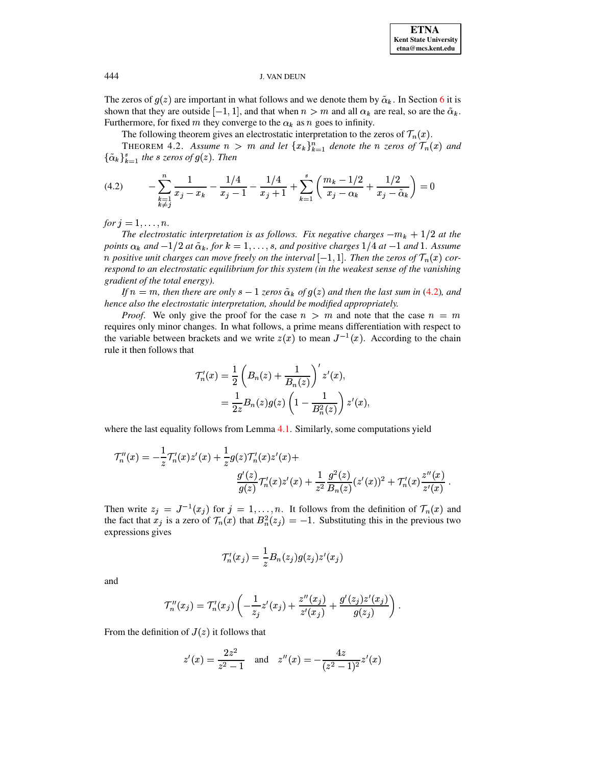The zeros of $g(z)$ are important in what follows and we denote them by $\tilde{\alpha}_k$. In Section 6 it is shown that they are outside $[-1, 1]$, and that when $n > m$ and all $\alpha_k$ are real, so are the $\tilde{\alpha}_k$. Furthermore, for fixed $m$ they converge to the $\alpha_k$ as $n$ goes to infinity.

The following theorem gives an electrostatic interpretation to the zeros of $\mathcal{T}_n(x)$.

THEOREM 4.2. *Assume $n > m$ and let $\{x_k\}_{k=1}^n$ denote the $n$ zeros of $\mathcal{T}_n(x)$ and $\{\tilde{\alpha}_k\}_{k=1}^s$ the $s$ zeros of $g(z)$. Then*

$$
-\sum_{\substack{k=1\\k\neq j}}^{n} \frac{1}{x_j - x_k} - \frac{1/4}{x_j - 1} - \frac{1/4}{x_j + 1} + \sum_{k=1}^{s} \left( \frac{m_k - 1/2}{x_j - \alpha_k} + \frac{1/2}{x_j - \tilde{\alpha}_k} \right) = 0 \tag{4.2}
$$

*for $j = 1, \ldots, n$.*

*The electrostatic interpretation is as follows. Fix negative charges $-m_k + 1/2$ at the points $\alpha_k$ and $-1/2$ at $\tilde{\alpha}_k$, for $k = 1, \ldots, s$, and positive charges $1/4$ at $-1$ and $1$. Assume $n$ positive unit charges can move freely on the interval $[-1, 1]$. Then the zeros of $\mathcal{T}_n(x)$ correspond to an electrostatic equilibrium for this system (in the weakest sense of the vanishing gradient of the total energy).*

*If $n = m$, then there are only $s - 1$ zeros $\tilde{\alpha}_k$ of $g(z)$ and then the last sum in (4.2), and hence also the electrostatic interpretation, should be modified appropriately.*

*Proof.* We only give the proof for the case $n > m$ and note that the case $n = m$ requires only minor changes. In what follows, a prime means differentiation with respect to the variable between brackets and we write $z(x)$ to mean $J^{-1}(x)$. According to the chain rule it then follows that

$$
\begin{aligned}
\mathcal{T}_n'(x) &= \frac{1}{2} \left( B_n(z) + \frac{1}{B_n(z)} \right)' z'(x), \\
&= \frac{1}{2z} B_n(z) g(z) \left( 1 - \frac{1}{B_n^2(z)} \right) z'(x),
\end{aligned}
$$

where the last equality follows from Lemma 4.1. Similarly, some computations yield

$$
\mathcal{T}_n''(x) = -\frac{1}{z}\mathcal{T}_n'(x) z'(x) + \frac{1}{z} g(z) \mathcal{T}_n'(x) z'(x) + \frac{g'(z)}{g(z)} \mathcal{T}_n'(x) z'(x) + \frac{1}{z^2} \frac{g^2(z)}{B_n(z)} (z'(x))^2 + \mathcal{T}_n'(x) \frac{z''(x)}{z'(x)} .
$$

Then write $z_j = J^{-1}(x_j)$ for $j = 1, \ldots, n$. It follows from the definition of $\mathcal{T}_n(x)$ and the fact that $x_j$ is a zero of $\mathcal{T}_n(x)$ that $B_n^2(z_j) = -1$. Substituting this in the previous two expressions gives

$$
\mathcal{T}_n'(x_j) = \frac{1}{z} B_n(z_j) g(z_j) z'(x_j)
$$

and

$$
\mathcal{T}_n''(x_j) = \mathcal{T}_n'(x_j) \left( -\frac{1}{z_j} z'(x_j) + \frac{z''(x_j)}{z'(x_j)} + \frac{g'(z_j) z'(x_j)}{g(z_j)} \right).
$$

From the definition of $J(z)$ it follows that

$$
z'(x) = \frac{2z^2}{z^2 - 1} \quad \text{and} \quad z''(x) = -\frac{4z}{(z^2-1)^2} z'(x)
$$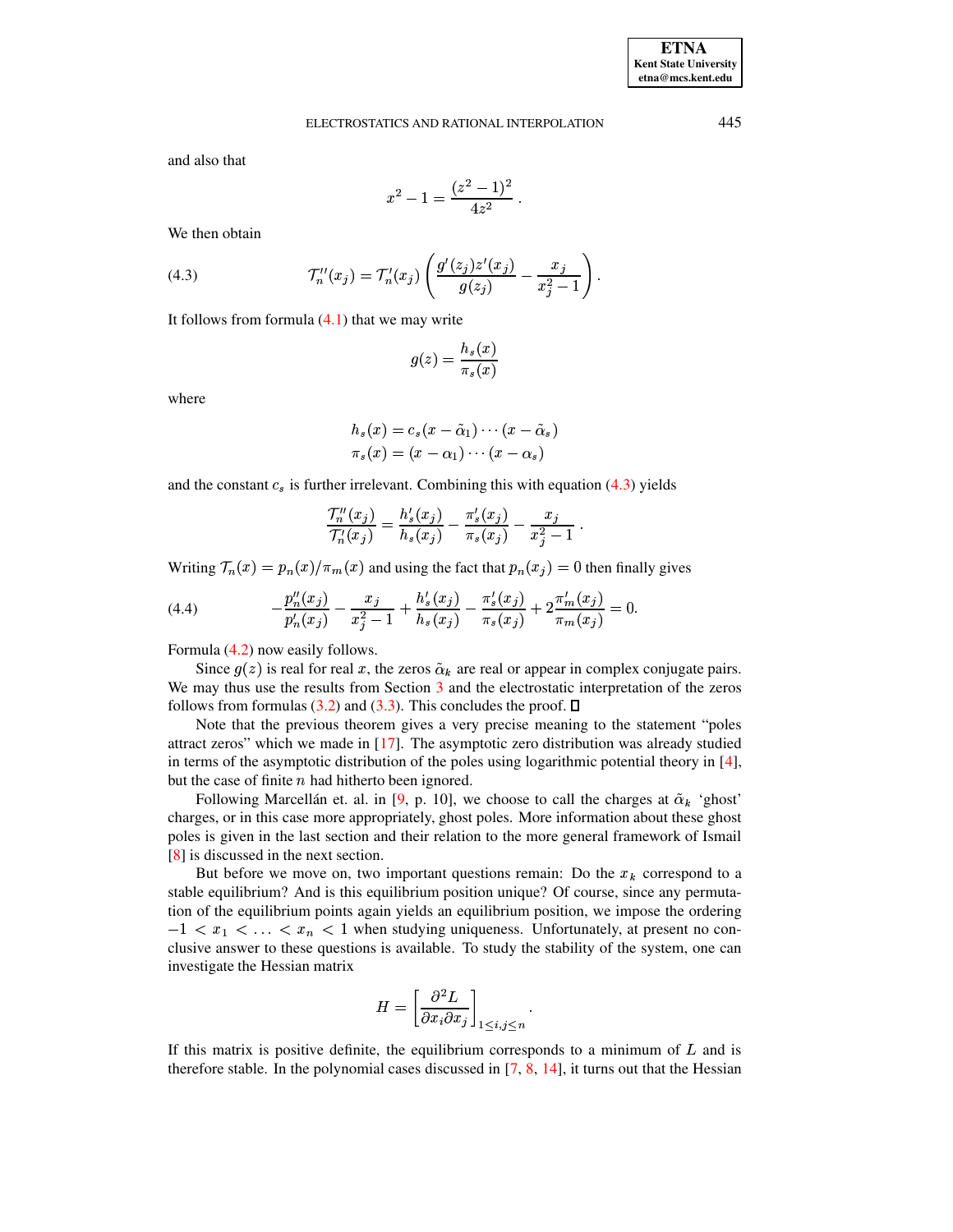and also that

$$x^2 - 1 = \frac{(z^2-1)^2}{4z^2}.$$

We then obtain

$$\mathcal{T}_n''(x_j) = \mathcal{T}_n'(x_j)\left(\frac{g'(z_j)z'(x_j)}{g(z_j)} - \frac{x_j}{x_j^2-1}\right). \tag{4.3}$$

It follows from formula (4.1) that we may write

$$g(z) = \frac{h_s(x)}{\pi_s(x)}$$

where

$$h_s(x) = c_s(x-\tilde{\alpha}_1)\cdots(x-\tilde{\alpha}_s)$$
$$\pi_s(x) = (x-\alpha_1)\cdots(x-\alpha_s)$$

and the constant $c_s$ is further irrelevant. Combining this with equation (4.3) yields

$$\frac{\mathcal{T}_n''(x_j)}{\mathcal{T}_n'(x_j)} = \frac{h_s'(x_j)}{h_s(x_j)} - \frac{\pi_s'(x_j)}{\pi_s(x_j)} - \frac{x_j}{x_j^2-1}.$$

Writing $\mathcal{T}_n(x) = p_n(x)/\pi_m(x)$ and using the fact that $p_n(x_j) = 0$ then finally gives

$$-\frac{p_n''(x_j)}{p_n'(x_j)} - \frac{x_j}{x_j^2-1} + \frac{h_s'(x_j)}{h_s(x_j)} - \frac{\pi_s'(x_j)}{\pi_s(x_j)} + 2\frac{\pi_m'(x_j)}{\pi_m(x_j)} = 0. \tag{4.4}$$

Formula (4.2) now easily follows.

Since $g(z)$ is real for real $x$, the zeros $\tilde{\alpha}_k$ are real or appear in complex conjugate pairs. We may thus use the results from Section 3 and the electrostatic interpretation of the zeros follows from formulas (3.2) and (3.3). This concludes the proof. $\square$

Note that the previous theorem gives a very precise meaning to the statement "poles attract zeros" which we made in [17]. The asymptotic zero distribution was already studied in terms of the asymptotic distribution of the poles using logarithmic potential theory in [4], but the case of finite $n$ had hitherto been ignored.

Following Marcellán et. al. in [9, p. 10], we choose to call the charges at $\tilde{\alpha}_k$ 'ghost' charges, or in this case more appropriately, ghost poles. More information about these ghost poles is given in the last section and their relation to the more general framework of Ismail [8] is discussed in the next section.

But before we move on, two important questions remain: Do the $x_k$ correspond to a stable equilibrium? And is this equilibrium position unique? Of course, since any permutation of the equilibrium points again yields an equilibrium position, we impose the ordering $-1 < x_1 < \ldots < x_n < 1$ when studying uniqueness. Unfortunately, at present no conclusive answer to these questions is available. To study the stability of the system, one can investigate the Hessian matrix

$$H = \left[\frac{\partial^2 L}{\partial x_i \partial x_j}\right]_{1\le i,j\le n}.$$

If this matrix is positive definite, the equilibrium corresponds to a minimum of $L$ and is therefore stable. In the polynomial cases discussed in [7, 8, 14], it turns out that the Hessian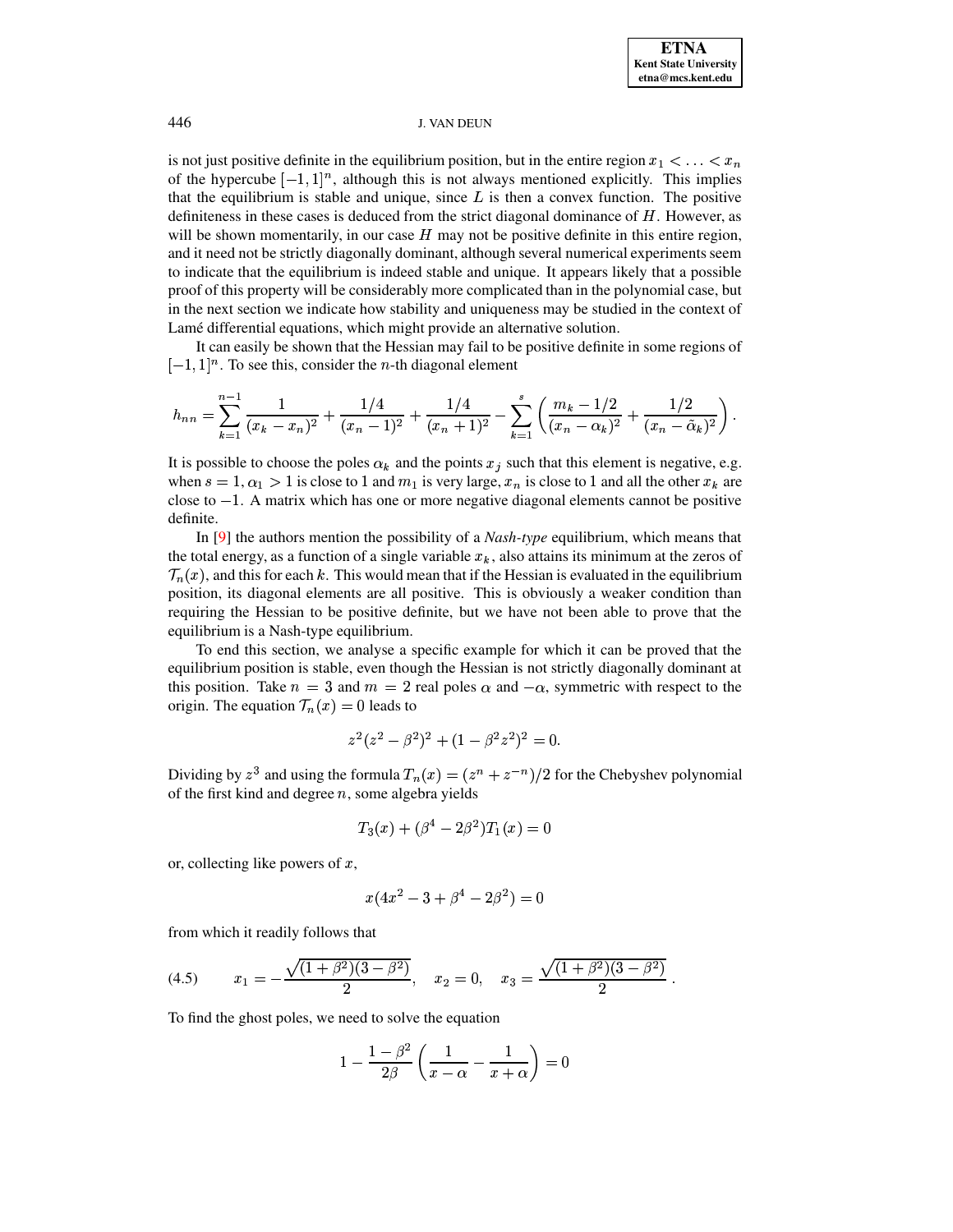is not just positive definite in the equilibrium position, but in the entire region $x_1 < \ldots < x_n$ of the hypercube $[-1,1]^n$, although this is not always mentioned explicitly. This implies that the equilibrium is stable and unique, since $L$ is then a convex function. The positive definiteness in these cases is deduced from the strict diagonal dominance of $H$. However, as will be shown momentarily, in our case $H$ may not be positive definite in this entire region, and it need not be strictly diagonally dominant, although several numerical experiments seem to indicate that the equilibrium is indeed stable and unique. It appears likely that a possible proof of this property will be considerably more complicated than in the polynomial case, but in the next section we indicate how stability and uniqueness may be studied in the context of Lamé differential equations, which might provide an alternative solution.

It can easily be shown that the Hessian may fail to be positive definite in some regions of $[-1,1]^n$. To see this, consider the $n$-th diagonal element

$$h_{nn} = \sum_{k=1}^{n-1} \frac{1}{(x_k - x_n)^2} + \frac{1/4}{(x_n-1)^2} + \frac{1/4}{(x_n+1)^2} - \sum_{k=1}^{s} \left( \frac{m_k - 1/2}{(x_n - \alpha_k)^2} + \frac{1/2}{(x_n - \tilde{\alpha}_k)^2} \right).$$

It is possible to choose the poles $\alpha_k$ and the points $x_j$ such that this element is negative, e.g. when $s = 1$, $\alpha_1 > 1$ is close to 1 and $m_1$ is very large, $x_n$ is close to 1 and all the other $x_k$ are close to $-1$. A matrix which has one or more negative diagonal elements cannot be positive definite.

In [9] the authors mention the possibility of a *Nash-type* equilibrium, which means that the total energy, as a function of a single variable $x_k$, also attains its minimum at the zeros of $\mathcal{T}_n(x)$, and this for each $k$. This would mean that if the Hessian is evaluated in the equilibrium position, its diagonal elements are all positive. This is obviously a weaker condition than requiring the Hessian to be positive definite, but we have not been able to prove that the equilibrium is a Nash-type equilibrium.

To end this section, we analyse a specific example for which it can be proved that the equilibrium position is stable, even though the Hessian is not strictly diagonally dominant at this position. Take $n = 3$ and $m = 2$ real poles $\alpha$ and $-\alpha$, symmetric with respect to the origin. The equation $\mathcal{T}_n(x) = 0$ leads to

$$z^2(z^2 - \beta^2)^2 + (1 - \beta^2 z^2)^2 = 0.$$

Dividing by $z^3$ and using the formula $T_n(x) = (z^n + z^{-n})/2$ for the Chebyshev polynomial of the first kind and degree $n$, some algebra yields

$$T_3(x) + (\beta^4 - 2\beta^2)T_1(x) = 0$$

or, collecting like powers of $x$,

$$x(4x^2 - 3 + \beta^4 - 2\beta^2) = 0$$

from which it readily follows that

$$x_1 = -\frac{\sqrt{(1+\beta^2)(3-\beta^2)}}{2}, \quad x_2 = 0, \quad x_3 = \frac{\sqrt{(1+\beta^2)(3-\beta^2)}}{2}. \tag{4.5}$$

To find the ghost poles, we need to solve the equation

$$1 - \frac{1-\beta^2}{2\beta}\left(\frac{1}{x-\alpha} - \frac{1}{x+\alpha}\right) = 0$$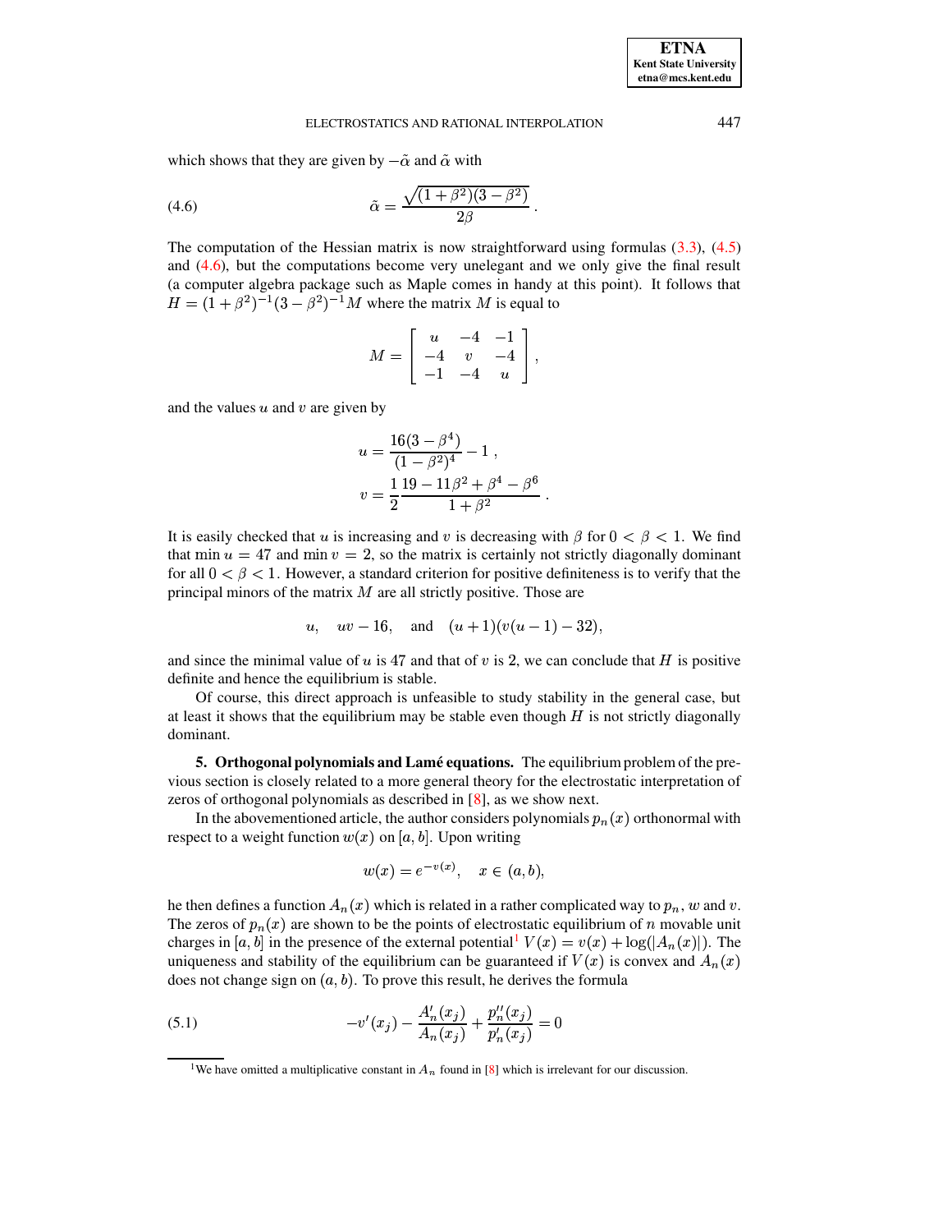which shows that they are given by $-\tilde{\alpha}$ and $\tilde{\alpha}$ with

$$\tilde{\alpha} = \frac{\sqrt{(1+\beta^2)(3-\beta^2)}}{2\beta} . \tag{4.6}$$

The computation of the Hessian matrix is now straightforward using formulas (3.3), (4.5) and (4.6), but the computations become very unelegant and we only give the final result (a computer algebra package such as Maple comes in handy at this point). It follows that $H = (1+\beta^2)^{-1}(3-\beta^2)^{-1}M$ where the matrix $M$ is equal to

$$M = \begin{bmatrix} u & -4 & -1 \\ -4 & v & -4 \\ -1 & -4 & u \end{bmatrix},$$

and the values $u$ and $v$ are given by

$$u = \frac{16(3-\beta^4)}{(1-\beta^2)^4} - 1 ,$$
$$v = \frac{1}{2}\frac{19 - 11\beta^2 + \beta^4 - \beta^6}{1+\beta^2} .$$

It is easily checked that $u$ is increasing and $v$ is decreasing with $\beta$ for $0 < \beta < 1$. We find that $\min u = 47$ and $\min v = 2$, so the matrix is certainly not strictly diagonally dominant for all $0 < \beta < 1$. However, a standard criterion for positive definiteness is to verify that the principal minors of the matrix $M$ are all strictly positive. Those are

$$u, \quad uv - 16, \quad \text{and} \quad (u+1)(v(u-1) - 32),$$

and since the minimal value of $u$ is 47 and that of $v$ is 2, we can conclude that $H$ is positive definite and hence the equilibrium is stable.

Of course, this direct approach is unfeasible to study stability in the general case, but at least it shows that the equilibrium may be stable even though $H$ is not strictly diagonally dominant.

**5. Orthogonal polynomials and Lamé equations.** The equilibrium problem of the previous section is closely related to a more general theory for the electrostatic interpretation of zeros of orthogonal polynomials as described in [8], as we show next.

In the abovementioned article, the author considers polynomials $p_n(x)$ orthonormal with respect to a weight function $w(x)$ on $[a, b]$. Upon writing

$$w(x) = e^{-v(x)}, \quad x \in (a, b),$$

he then defines a function $A_n(x)$ which is related in a rather complicated way to $p_n$, $w$ and $v$. The zeros of $p_n(x)$ are shown to be the points of electrostatic equilibrium of $n$ movable unit charges in $[a, b]$ in the presence of the external potential[1] $V(x) = v(x) + \log(|A_n(x)|)$. The uniqueness and stability of the equilibrium can be guaranteed if $V(x)$ is convex and $A_n(x)$ does not change sign on $(a, b)$. To prove this result, he derives the formula

$$-v'(x_j) - \frac{A_n'(x_j)}{A_n(x_j)} + \frac{p_n''(x_j)}{p_n'(x_j)} = 0 \tag{5.1}$$

[1] We have omitted a multiplicative constant in $A_n$ found in [8] which is irrelevant for our discussion.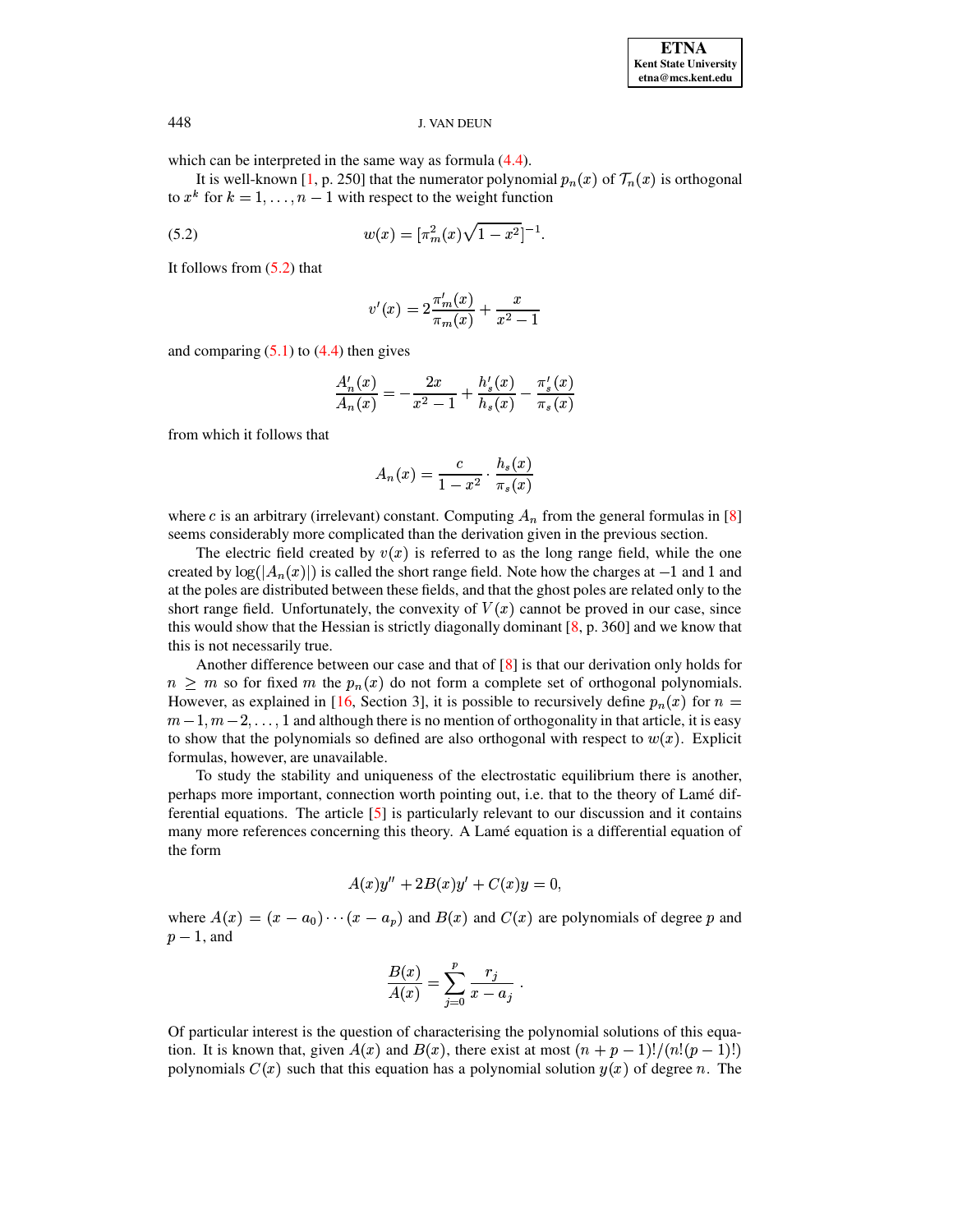which can be interpreted in the same way as formula (4.4).

It is well-known [1, p. 250] that the numerator polynomial $p_n(x)$ of $\mathcal{T}_n(x)$ is orthogonal to $x^k$ for $k = 1, \ldots, n-1$ with respect to the weight function

$$w(x) = [\pi_m^2(x)\sqrt{1-x^2}]^{-1}. \tag{5.2}$$

It follows from (5.2) that

$$v'(x) = 2\frac{\pi_m'(x)}{\pi_m(x)} + \frac{x}{x^2-1}$$

and comparing (5.1) to (4.4) then gives

$$\frac{A_n'(x)}{A_n(x)} = -\frac{2x}{x^2-1} + \frac{h_s'(x)}{h_s(x)} - \frac{\pi_s'(x)}{\pi_s(x)}$$

from which it follows that

$$A_n(x) = \frac{c}{1-x^2} \cdot \frac{h_s(x)}{\pi_s(x)}$$

where $c$ is an arbitrary (irrelevant) constant. Computing $A_n$ from the general formulas in [8] seems considerably more complicated than the derivation given in the previous section.

The electric field created by $v(x)$ is referred to as the long range field, while the one created by $\log(|A_n(x)|)$ is called the short range field. Note how the charges at $-1$ and $1$ and at the poles are distributed between these fields, and that the ghost poles are related only to the short range field. Unfortunately, the convexity of $V(x)$ cannot be proved in our case, since this would show that the Hessian is strictly diagonally dominant [8, p. 360] and we know that this is not necessarily true.

Another difference between our case and that of [8] is that our derivation only holds for $n \geq m$ so for fixed $m$ the $p_n(x)$ do not form a complete set of orthogonal polynomials. However, as explained in [16, Section 3], it is possible to recursively define $p_n(x)$ for $n = m-1, m-2, \ldots, 1$ and although there is no mention of orthogonality in that article, it is easy to show that the polynomials so defined are also orthogonal with respect to $w(x)$. Explicit formulas, however, are unavailable.

To study the stability and uniqueness of the electrostatic equilibrium there is another, perhaps more important, connection worth pointing out, i.e. that to the theory of Lamé differential equations. The article [5] is particularly relevant to our discussion and it contains many more references concerning this theory. A Lamé equation is a differential equation of the form

$$A(x)y'' + 2B(x)y' + C(x)y = 0,$$

where $A(x) = (x-a_0)\cdots(x-a_p)$ and $B(x)$ and $C(x)$ are polynomials of degree $p$ and $p-1$, and

$$\frac{B(x)}{A(x)} = \sum_{j=0}^{p} \frac{r_j}{x-a_j} \; .$$

Of particular interest is the question of characterising the polynomial solutions of this equation. It is known that, given $A(x)$ and $B(x)$, there exist at most $(n+p-1)!/(n!(p-1)!)$ polynomials $C(x)$ such that this equation has a polynomial solution $y(x)$ of degree $n$. The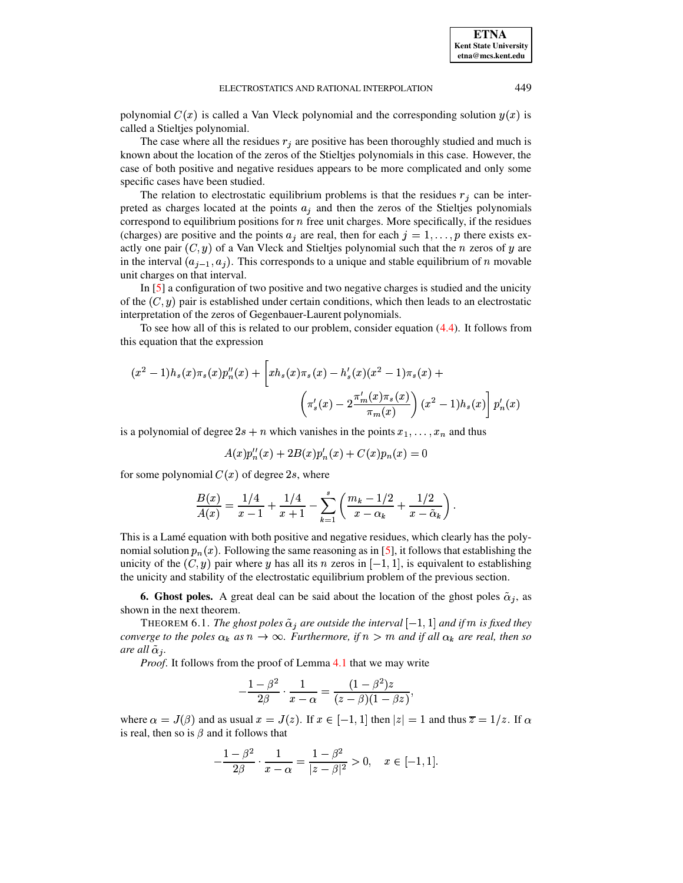polynomial $C(x)$ is called a Van Vleck polynomial and the corresponding solution $y(x)$ is called a Stieltjes polynomial.

The case where all the residues $r_j$ are positive has been thoroughly studied and much is known about the location of the zeros of the Stieltjes polynomials in this case. However, the case of both positive and negative residues appears to be more complicated and only some specific cases have been studied.

The relation to electrostatic equilibrium problems is that the residues $r_j$ can be interpreted as charges located at the points $a_j$ and then the zeros of the Stieltjes polynomials correspond to equilibrium positions for $n$ free unit charges. More specifically, if the residues (charges) are positive and the points $a_j$ are real, then for each $j = 1, \ldots, p$ there exists exactly one pair $(C, y)$ of a Van Vleck and Stieltjes polynomial such that the $n$ zeros of $y$ are in the interval $(a_{j-1}, a_j)$. This corresponds to a unique and stable equilibrium of $n$ movable unit charges on that interval.

In [5] a configuration of two positive and two negative charges is studied and the unicity of the $(C, y)$ pair is established under certain conditions, which then leads to an electrostatic interpretation of the zeros of Gegenbauer-Laurent polynomials.

To see how all of this is related to our problem, consider equation (4.4). It follows from this equation that the expression

$$(x^2-1)h_s(x)\pi_s(x)p_n''(x) + \Bigg[xh_s(x)\pi_s(x) - h_s'(x)(x^2-1)\pi_s(x) + \left(\pi_s'(x) - 2\frac{\pi_m'(x)\pi_s(x)}{\pi_m(x)}\right)(x^2-1)h_s(x)\Bigg]p_n'(x)$$

is a polynomial of degree $2s+n$ which vanishes in the points $x_1, \ldots, x_n$ and thus

$$A(x)p_n''(x) + 2B(x)p_n'(x) + C(x)p_n(x) = 0$$

for some polynomial $C(x)$ of degree $2s$, where

$$\frac{B(x)}{A(x)} = \frac{1/4}{x-1} + \frac{1/4}{x+1} - \sum_{k=1}^{s}\left(\frac{m_k - 1/2}{x-\alpha_k} + \frac{1/2}{x-\tilde{\alpha}_k}\right).$$

This is a Lamé equation with both positive and negative residues, which clearly has the polynomial solution $p_n(x)$. Following the same reasoning as in [5], it follows that establishing the unicity of the $(C, y)$ pair where $y$ has all its $n$ zeros in $[-1, 1]$, is equivalent to establishing the unicity and stability of the electrostatic equilibrium problem of the previous section.

## 6. Ghost poles.

A great deal can be said about the location of the ghost poles $\tilde{\alpha}_j$, as shown in the next theorem.

THEOREM 6.1. *The ghost poles $\tilde{\alpha}_j$ are outside the interval $[-1, 1]$ and if $m$ is fixed they converge to the poles $\alpha_k$ as $n \to \infty$. Furthermore, if $n > m$ and if all $\alpha_k$ are real, then so are all $\tilde{\alpha}_j$.*

*Proof.* It follows from the proof of Lemma 4.1 that we may write

$$-\frac{1-\beta^2}{2\beta} \cdot \frac{1}{x-\alpha} = \frac{(1-\beta^2)z}{(z-\beta)(1-\beta z)},$$

where $\alpha = J(\beta)$ and as usual $x = J(z)$. If $x \in [-1, 1]$ then $|z| = 1$ and thus $\overline{z} = 1/z$. If $\alpha$ is real, then so is $\beta$ and it follows that

$$-\frac{1-\beta^2}{2\beta} \cdot \frac{1}{x-\alpha} = \frac{1-\beta^2}{|z-\beta|^2} > 0, \quad x \in [-1, 1].$$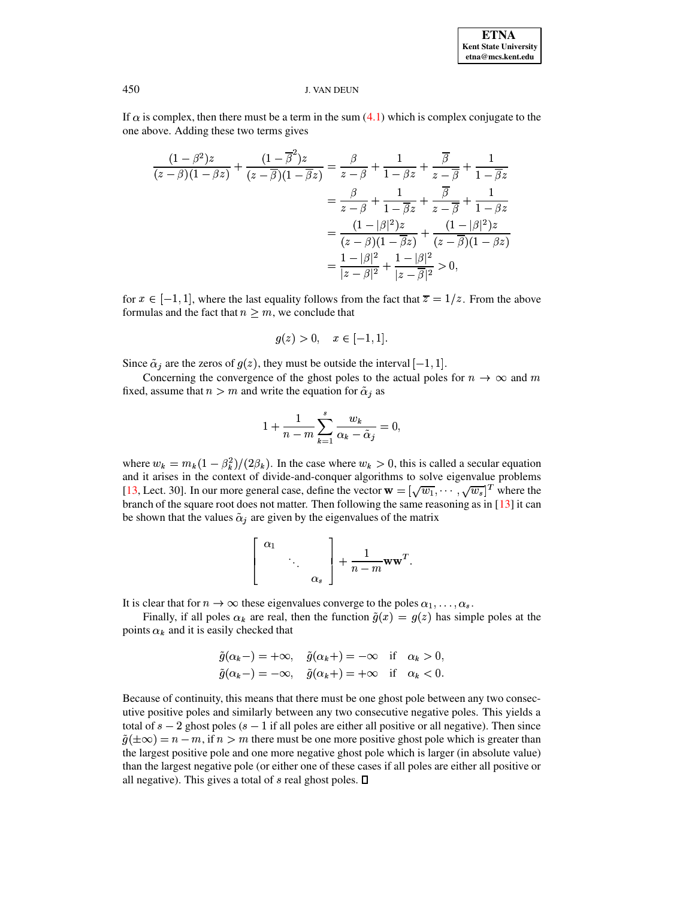If $\alpha$ is complex, then there must be a term in the sum (4.1) which is complex conjugate to the one above. Adding these two terms gives

$$
\begin{aligned}
\frac{(1-\beta^2)z}{(z-\beta)(1-\beta z)} + \frac{(1-\overline{\beta}^2)z}{(z-\overline{\beta})(1-\overline{\beta}z)} &= \frac{\beta}{z-\beta} + \frac{1}{1-\beta z} + \frac{\overline{\beta}}{z-\overline{\beta}} + \frac{1}{1-\overline{\beta}z} \\
&= \frac{\beta}{z-\beta} + \frac{1}{1-\overline{\beta} z} + \frac{\overline{\beta}}{z-\overline{\beta}} + \frac{1}{1-\beta z} \\
&= \frac{(1-|\beta|^2)z}{(z-\beta)(1-\overline{\beta}z)} + \frac{(1-|\beta|^2)z}{(z-\overline{\beta})(1-\beta z)} \\
&= \frac{1-|\beta|^2}{|z-\beta|^2} + \frac{1-|\beta|^2}{|z-\overline{\beta}|^2} > 0,
\end{aligned}
$$

for $x \in [-1,1]$, where the last equality follows from the fact that $\overline{z} = 1/z$. From the above formulas and the fact that $n \geq m$, we conclude that

$$
g(z) > 0, \quad x \in [-1,1].
$$

Since $\tilde{\alpha}_j$ are the zeros of $g(z)$, they must be outside the interval $[-1,1]$.

Concerning the convergence of the ghost poles to the actual poles for $n \to \infty$ and $m$ fixed, assume that $n > m$ and write the equation for $\tilde{\alpha}_j$ as

$$
1 + \frac{1}{n-m} \sum_{k=1}^{s} \frac{w_k}{\alpha_k - \tilde{\alpha}_j} = 0,
$$

where $w_k = m_k(1-\beta_k^2)/(2\beta_k)$. In the case where $w_k > 0$, this is called a secular equation and it arises in the context of divide-and-conquer algorithms to solve eigenvalue problems [13, Lect. 30]. In our more general case, define the vector $\mathbf{w} = [\sqrt{w_1}, \cdots, \sqrt{w_s}]^T$ where the branch of the square root does not matter. Then following the same reasoning as in [13] it can be shown that the values $\tilde{\alpha}_j$ are given by the eigenvalues of the matrix

$$
\begin{bmatrix} \alpha_1 & & \\ & \ddots & \\ & & \alpha_s \end{bmatrix} + \frac{1}{n-m}\mathbf{w}\mathbf{w}^T.
$$

It is clear that for $n \to \infty$ these eigenvalues converge to the poles $\alpha_1, \ldots, \alpha_s$.

Finally, if all poles $\alpha_k$ are real, then the function $\tilde{g}(x) = g(z)$ has simple poles at the points $\alpha_k$ and it is easily checked that

$$
\begin{aligned}
&\tilde{g}(\alpha_k-) = +\infty, \quad \tilde{g}(\alpha_k+) = -\infty \quad \text{if} \quad \alpha_k > 0, \\
&\tilde{g}(\alpha_k-) = -\infty, \quad \tilde{g}(\alpha_k+) = +\infty \quad \text{if} \quad \alpha_k < 0.
\end{aligned}
$$

Because of continuity, this means that there must be one ghost pole between any two consecutive positive poles and similarly between any two consecutive negative poles. This yields a total of $s-2$ ghost poles ($s-1$ if all poles are either all positive or all negative). Then since $\tilde{g}(\pm\infty) = n-m$, if $n > m$ there must be one more positive ghost pole which is greater than the largest positive pole and one more negative ghost pole which is larger (in absolute value) than the largest negative pole (or either one of these cases if all poles are either all positive or all negative). This gives a total of $s$ real ghost poles. ☐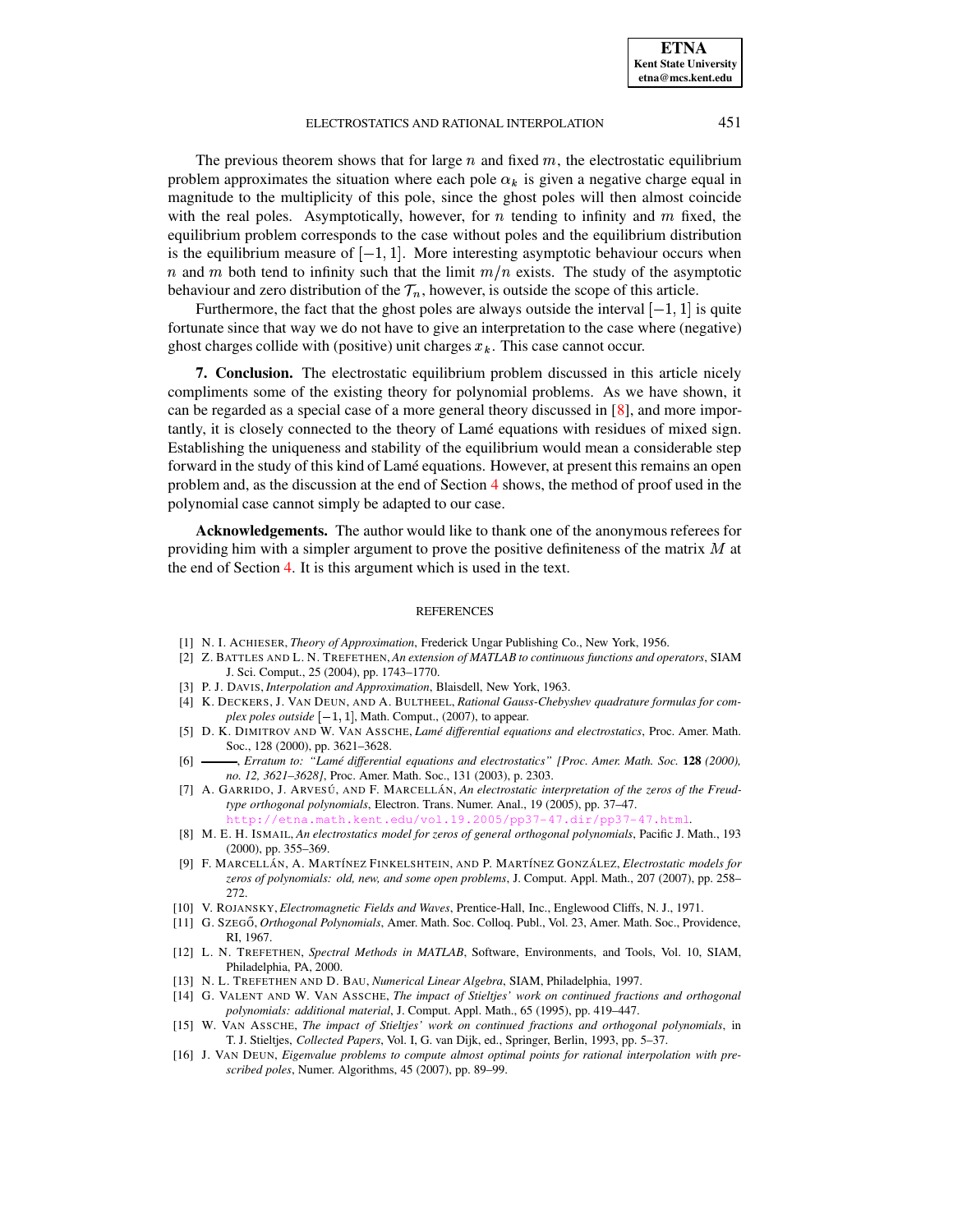The previous theorem shows that for large $n$ and fixed $m$, the electrostatic equilibrium problem approximates the situation where each pole $\alpha_k$ is given a negative charge equal in magnitude to the multiplicity of this pole, since the ghost poles will then almost coincide with the real poles. Asymptotically, however, for $n$ tending to infinity and $m$ fixed, the equilibrium problem corresponds to the case without poles and the equilibrium distribution is the equilibrium measure of $[-1, 1]$. More interesting asymptotic behaviour occurs when $n$ and $m$ both tend to infinity such that the limit $m/n$ exists. The study of the asymptotic behaviour and zero distribution of the $\mathcal{T}_n$, however, is outside the scope of this article.

Furthermore, the fact that the ghost poles are always outside the interval $[-1, 1]$ is quite fortunate since that way we do not have to give an interpretation to the case where (negative) ghost charges collide with (positive) unit charges $x_k$. This case cannot occur.

**7. Conclusion.** The electrostatic equilibrium problem discussed in this article nicely compliments some of the existing theory for polynomial problems. As we have shown, it can be regarded as a special case of a more general theory discussed in [8], and more importantly, it is closely connected to the theory of Lamé equations with residues of mixed sign. Establishing the uniqueness and stability of the equilibrium would mean a considerable step forward in the study of this kind of Lamé equations. However, at present this remains an open problem and, as the discussion at the end of Section 4 shows, the method of proof used in the polynomial case cannot simply be adapted to our case.

**Acknowledgements.** The author would like to thank one of the anonymous referees for providing him with a simpler argument to prove the positive definiteness of the matrix $M$ at the end of Section 4. It is this argument which is used in the text.

## REFERENCES

[1] N. I. Achieser, *Theory of Approximation*, Frederick Ungar Publishing Co., New York, 1956.

[2] Z. Battles and L. N. Trefethen, *An extension of MATLAB to continuous functions and operators*, SIAM J. Sci. Comput., 25 (2004), pp. 1743–1770.

[3] P. J. Davis, *Interpolation and Approximation*, Blaisdell, New York, 1963.

[4] K. Deckers, J. Van Deun, and A. Bultheel, *Rational Gauss-Chebyshev quadrature formulas for complex poles outside* $[-1, 1]$, Math. Comput., (2007), to appear.

[5] D. K. Dimitrov and W. Van Assche, *Lamé differential equations and electrostatics*, Proc. Amer. Math. Soc., 128 (2000), pp. 3621–3628.

[6] ———, *Erratum to: "Lamé differential equations and electrostatics" [Proc. Amer. Math. Soc.* **128** *(2000), no. 12, 3621–3628]*, Proc. Amer. Math. Soc., 131 (2003), p. 2303.

[7] A. Garrido, J. Arvesú, and F. Marcellán, *An electrostatic interpretation of the zeros of the Freud-type orthogonal polynomials*, Electron. Trans. Numer. Anal., 19 (2005), pp. 37–47. http://etna.math.kent.edu/vol.19.2005/pp37-47.dir/pp37-47.html.

[8] M. E. H. Ismail, *An electrostatics model for zeros of general orthogonal polynomials*, Pacific J. Math., 193 (2000), pp. 355–369.

[9] F. Marcellán, A. Martínez Finkelshtein, and P. Martínez González, *Electrostatic models for zeros of polynomials: old, new, and some open problems*, J. Comput. Appl. Math., 207 (2007), pp. 258–272.

[10] V. Rojansky, *Electromagnetic Fields and Waves*, Prentice-Hall, Inc., Englewood Cliffs, N. J., 1971.

[11] G. Szegő, *Orthogonal Polynomials*, Amer. Math. Soc. Colloq. Publ., Vol. 23, Amer. Math. Soc., Providence, RI, 1967.

[12] L. N. Trefethen, *Spectral Methods in MATLAB*, Software, Environments, and Tools, Vol. 10, SIAM, Philadelphia, PA, 2000.

[13] N. L. Trefethen and D. Bau, *Numerical Linear Algebra*, SIAM, Philadelphia, 1997.

[14] G. Valent and W. Van Assche, *The impact of Stieltjes' work on continued fractions and orthogonal polynomials: additional material*, J. Comput. Appl. Math., 65 (1995), pp. 419–447.

[15] W. Van Assche, *The impact of Stieltjes' work on continued fractions and orthogonal polynomials*, in T. J. Stieltjes, *Collected Papers*, Vol. I, G. van Dijk, ed., Springer, Berlin, 1993, pp. 5–37.

[16] J. Van Deun, *Eigenvalue problems to compute almost optimal points for rational interpolation with prescribed poles*, Numer. Algorithms, 45 (2007), pp. 89–99.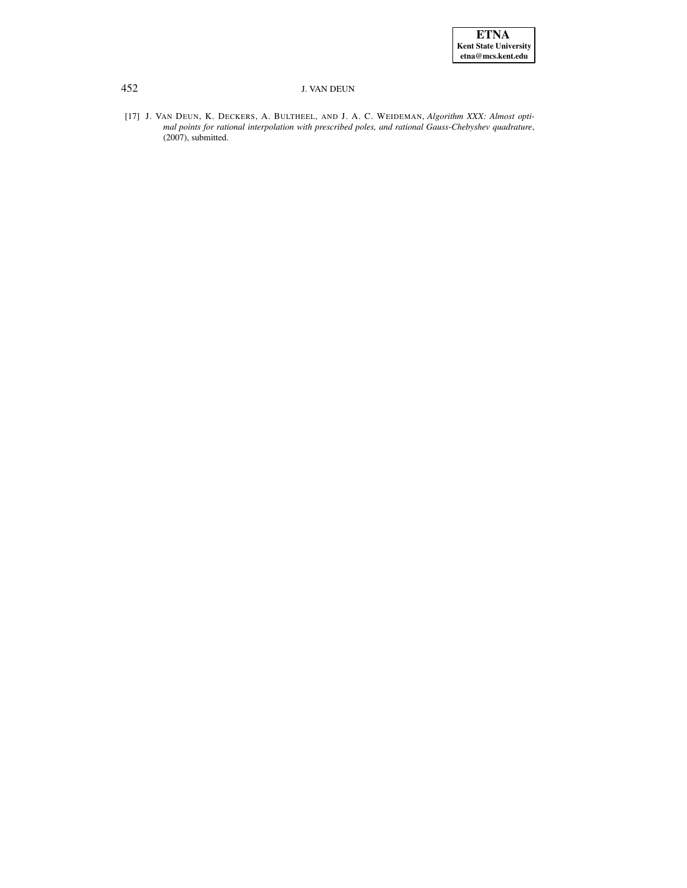[17] J. Van Deun, K. Deckers, A. Bultheel, and J. A. C. Weideman, *Algorithm XXX: Almost optimal points for rational interpolation with prescribed poles, and rational Gauss-Chebyshev quadrature*, (2007), submitted.